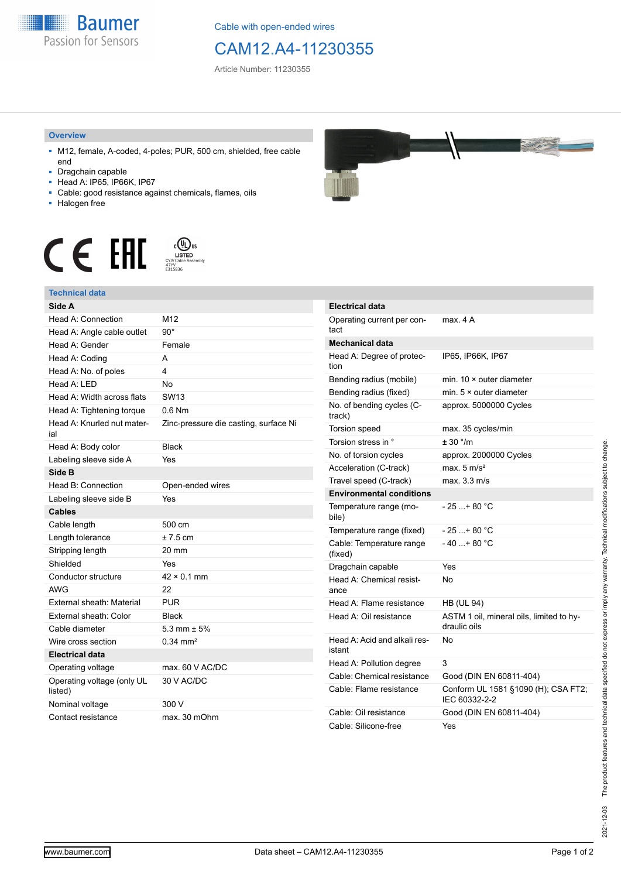Cable with open-ended wires

# CAM12.A4-11230355

Article Number: 11230355

## Overview

- M12, female, A-coded, 4-poles; PUR, 500 cm, shielded, free cable end
- Dragchain capable
- Head A: IP65, IP66K, IP67
- Cable: good resistance against chemicals, flames, oils
- Halogen free

## Technical data

| Side A | |
|---|---|
| Head A: Connection | M12 |
| Head A: Angle cable outlet | 90° |
| Head A: Gender | Female |
| Head A: Coding | A |
| Head A: No. of poles | 4 |
| Head A: LED | No |
| Head A: Width across flats | SW13 |
| Head A: Tightening torque | 0.6 Nm |
| Head A: Knurled nut material | Zinc-pressure die casting, surface Ni |
| Head A: Body color | Black |
| Labeling sleeve side A | Yes |
| **Side B** | |
| Head B: Connection | Open-ended wires |
| Labeling sleeve side B | Yes |
| **Cables** | |
| Cable length | 500 cm |
| Length tolerance | ± 7.5 cm |
| Stripping length | 20 mm |
| Shielded | Yes |
| Conductor structure | 42 × 0.1 mm |
| AWG | 22 |
| External sheath: Material | PUR |
| External sheath: Color | Black |
| Cable diameter | 5.3 mm ± 5% |
| Wire cross section | 0.34 mm² |
| **Electrical data** | |
| Operating voltage | max. 60 V AC/DC |
| Operating voltage (only UL listed) | 30 V AC/DC |
| Nominal voltage | 300 V |
| Contact resistance | max. 30 mOhm |

| Electrical data | |
|---|---|
| Operating current per contact | max. 4 A |
| **Mechanical data** | |
| Head A: Degree of protection | IP65, IP66K, IP67 |
| Bending radius (mobile) | min. 10 × outer diameter |
| Bending radius (fixed) | min. 5 × outer diameter |
| No. of bending cycles (C-track) | approx. 5000000 Cycles |
| Torsion speed | max. 35 cycles/min |
| Torsion stress in ° | ± 30 °/m |
| No. of torsion cycles | approx. 2000000 Cycles |
| Acceleration (C-track) | max. 5 m/s² |
| Travel speed (C-track) | max. 3.3 m/s |
| **Environmental conditions** | |
| Temperature range (mobile) | - 25 ...+ 80 °C |
| Temperature range (fixed) | - 25 ...+ 80 °C |
| Cable: Temperature range (fixed) | - 40 ...+ 80 °C |
| Dragchain capable | Yes |
| Head A: Chemical resistance | No |
| Head A: Flame resistance | HB (UL 94) |
| Head A: Oil resistance | ASTM 1 oil, mineral oils, limited to hydraulic oils |
| Head A: Acid and alkali resistant | No |
| Head A: Pollution degree | 3 |
| Cable: Chemical resistance | Good (DIN EN 60811-404) |
| Cable: Flame resistance | Conform UL 1581 §1090 (H); CSA FT2; IEC 60332-2-2 |
| Cable: Oil resistance | Good (DIN EN 60811-404) |
| Cable: Silicone-free | Yes |

2021-12-03 The product features and technical data specified do not express or imply any warranty. Technical modifications subject to change.

www.baumer.com — Data sheet – CAM12.A4-11230355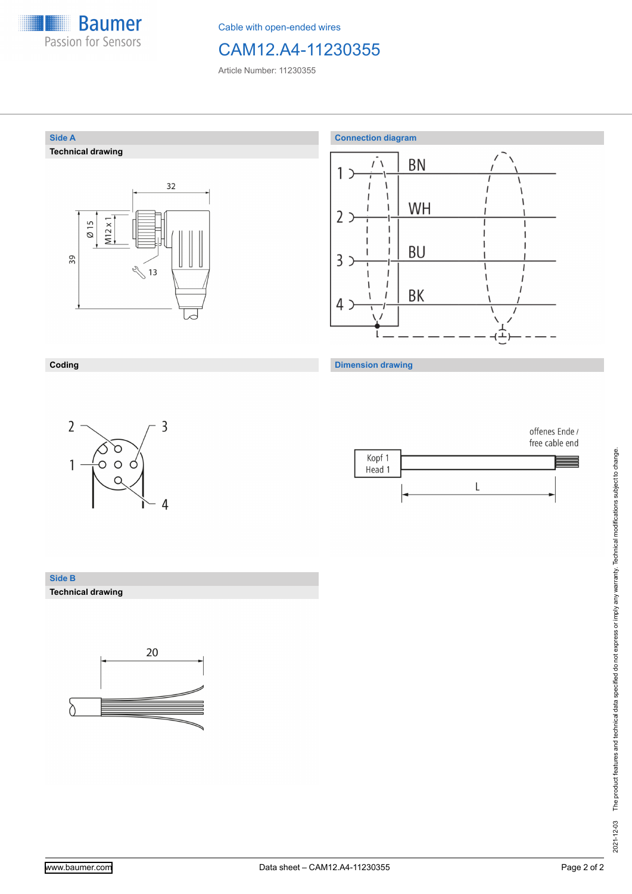Cable with open-ended wires

# CAM12.A4-11230355

Article Number: 11230355

## Side A

### Technical drawing

32

Ø 15

M12 x 1

39

13

## Connection diagram

1 BN

2 WH

3 BU

4 BK

### Coding

2

3

1

4

## Dimension drawing

offenes Ende / free cable end

Kopf 1 Head 1

L

## Side B

### Technical drawing

20

2021-12-03 The product features and technical data specified do not express or imply any warranty. Technical modifications subject to change.